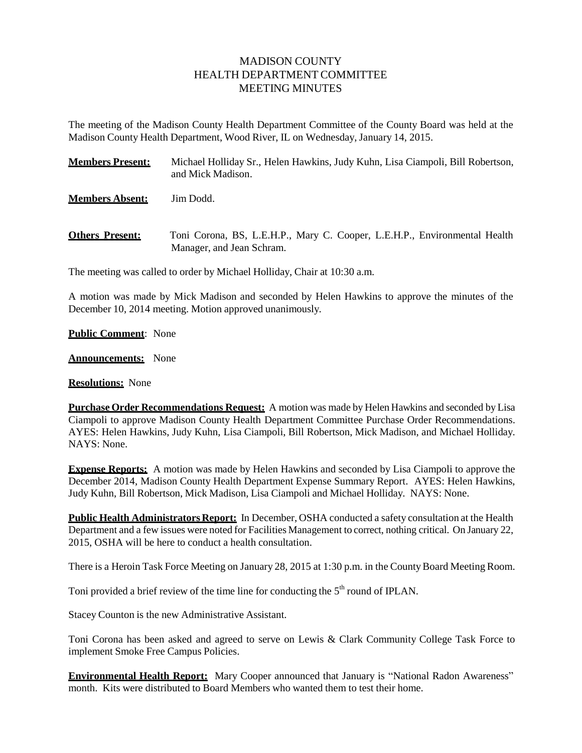# MADISON COUNTY
# HEALTH DEPARTMENT COMMITTEE
# MEETING MINUTES

The meeting of the Madison County Health Department Committee of the County Board was held at the Madison County Health Department, Wood River, IL on Wednesday, January 14, 2015.

**Members Present:** Michael Holliday Sr., Helen Hawkins, Judy Kuhn, Lisa Ciampoli, Bill Robertson, and Mick Madison.

**Members Absent:** Jim Dodd.

**Others Present:** Toni Corona, BS, L.E.H.P., Mary C. Cooper, L.E.H.P., Environmental Health Manager, and Jean Schram.

The meeting was called to order by Michael Holliday, Chair at 10:30 a.m.

A motion was made by Mick Madison and seconded by Helen Hawkins to approve the minutes of the December 10, 2014 meeting. Motion approved unanimously.

**Public Comment**: None

**Announcements:** None

**Resolutions:** None

**Purchase Order Recommendations Request:** A motion was made by Helen Hawkins and seconded by Lisa Ciampoli to approve Madison County Health Department Committee Purchase Order Recommendations. AYES: Helen Hawkins, Judy Kuhn, Lisa Ciampoli, Bill Robertson, Mick Madison, and Michael Holliday. NAYS: None.

**Expense Reports:** A motion was made by Helen Hawkins and seconded by Lisa Ciampoli to approve the December 2014, Madison County Health Department Expense Summary Report. AYES: Helen Hawkins, Judy Kuhn, Bill Robertson, Mick Madison, Lisa Ciampoli and Michael Holliday. NAYS: None.

**Public Health Administrators Report:** In December, OSHA conducted a safety consultation at the Health Department and a few issues were noted for Facilities Management to correct, nothing critical. On January 22, 2015, OSHA will be here to conduct a health consultation.

There is a Heroin Task Force Meeting on January 28, 2015 at 1:30 p.m. in the County Board Meeting Room.

Toni provided a brief review of the time line for conducting the 5th round of IPLAN.

Stacey Counton is the new Administrative Assistant.

Toni Corona has been asked and agreed to serve on Lewis & Clark Community College Task Force to implement Smoke Free Campus Policies.

**Environmental Health Report:** Mary Cooper announced that January is "National Radon Awareness" month. Kits were distributed to Board Members who wanted them to test their home.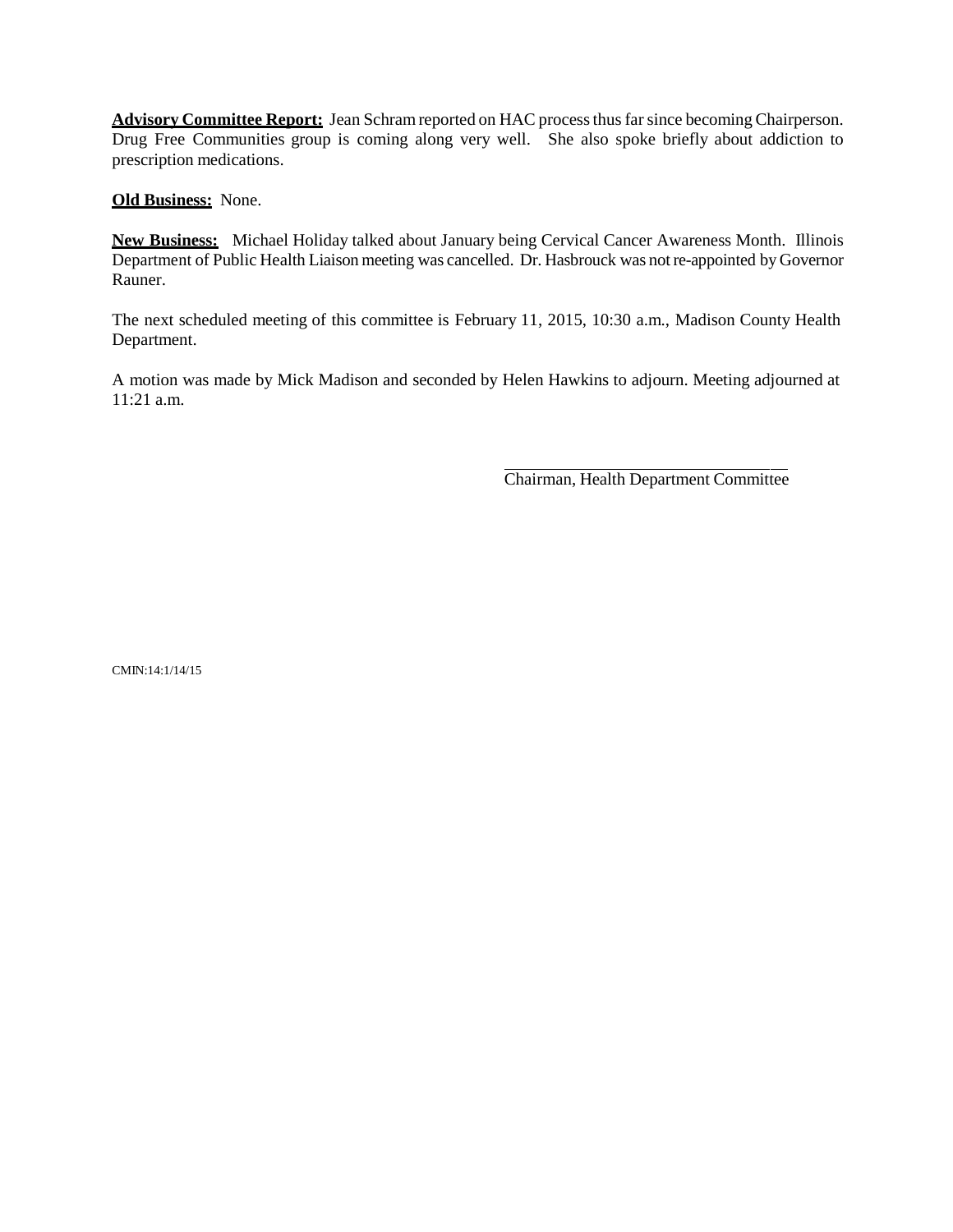**Advisory Committee Report:** Jean Schram reported on HAC process thus far since becoming Chairperson. Drug Free Communities group is coming along very well. She also spoke briefly about addiction to prescription medications.

**Old Business:** None.

**New Business:** Michael Holiday talked about January being Cervical Cancer Awareness Month. Illinois Department of Public Health Liaison meeting was cancelled. Dr. Hasbrouck was not re-appointed by Governor Rauner.

The next scheduled meeting of this committee is February 11, 2015, 10:30 a.m., Madison County Health Department.

A motion was made by Mick Madison and seconded by Helen Hawkins to adjourn. Meeting adjourned at 11:21 a.m.

\_\_\_\_\_\_\_\_\_\_\_\_\_\_\_\_\_\_\_\_\_\_\_\_\_\_\_\_\_\_\_\_\_\_

Chairman, Health Department Committee

CMIN:14:1/14/15